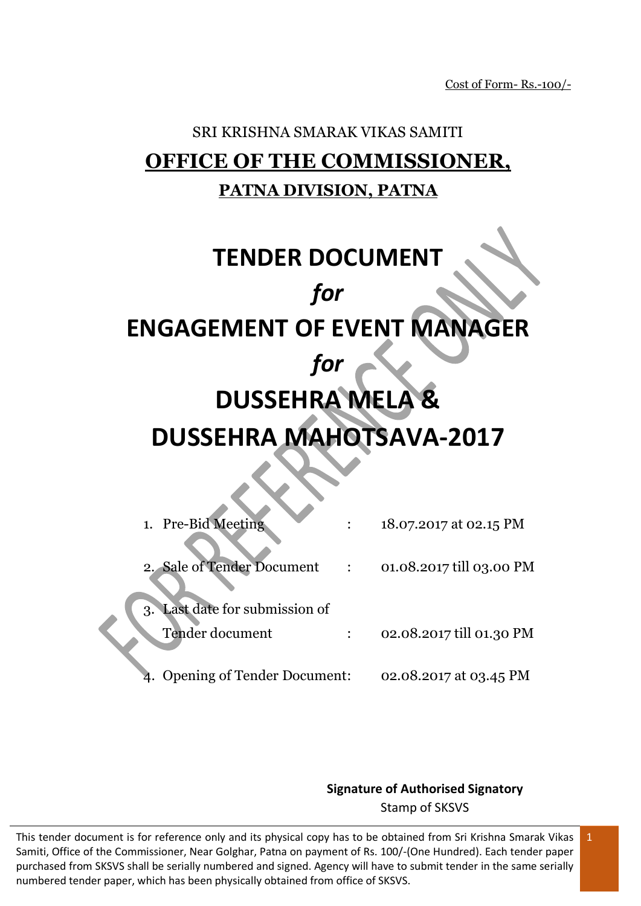Cost of Form- Rs.-100/-

SRI KRISHNA SMARAK VIKAS SAMITI

# OFFICE OF THE COMMISSIONER,

## PATNA DIVISION, PATNA

# TENDER DOCUMENT

# *for*

# ENGAGEMENT OF EVENT MANAGER

# *for*

# DUSSEHRA MELA & DUSSEHRA MAHOTSAVA-2017

1. Pre-Bid Meeting : 18.07.2017 at 02.15 PM
2. Sale of Tender Document : 01.08.2017 till 03.00 PM
3. Last date for submission of Tender document : 02.08.2017 till 01.30 PM
4. Opening of Tender Document: 02.08.2017 at 03.45 PM

**Signature of Authorised Signatory**
Stamp of SKSVS

This tender document is for reference only and its physical copy has to be obtained from Sri Krishna Smarak Vikas Samiti, Office of the Commissioner, Near Golghar, Patna on payment of Rs. 100/-(One Hundred). Each tender paper purchased from SKSVS shall be serially numbered and signed. Agency will have to submit tender in the same serially numbered tender paper, which has been physically obtained from office of SKSVS.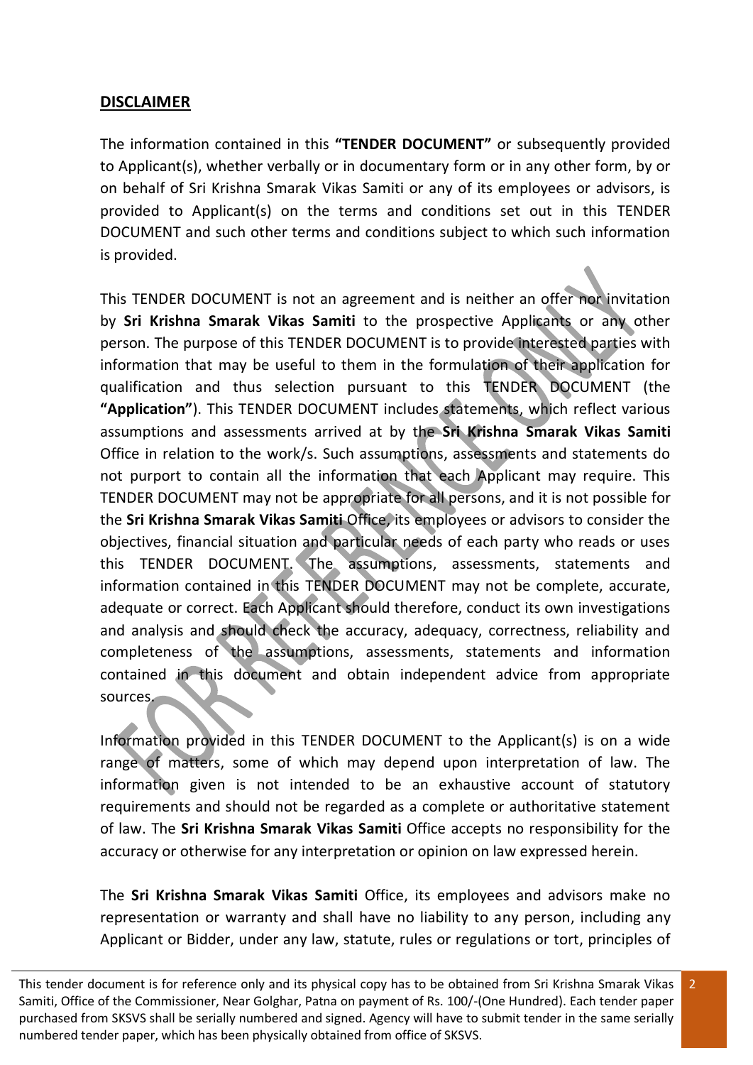## DISCLAIMER

The information contained in this **"TENDER DOCUMENT"** or subsequently provided to Applicant(s), whether verbally or in documentary form or in any other form, by or on behalf of Sri Krishna Smarak Vikas Samiti or any of its employees or advisors, is provided to Applicant(s) on the terms and conditions set out in this TENDER DOCUMENT and such other terms and conditions subject to which such information is provided.

This TENDER DOCUMENT is not an agreement and is neither an offer nor invitation by **Sri Krishna Smarak Vikas Samiti** to the prospective Applicants or any other person. The purpose of this TENDER DOCUMENT is to provide interested parties with information that may be useful to them in the formulation of their application for qualification and thus selection pursuant to this TENDER DOCUMENT (the **"Application"**). This TENDER DOCUMENT includes statements, which reflect various assumptions and assessments arrived at by the **Sri Krishna Smarak Vikas Samiti** Office in relation to the work/s. Such assumptions, assessments and statements do not purport to contain all the information that each Applicant may require. This TENDER DOCUMENT may not be appropriate for all persons, and it is not possible for the **Sri Krishna Smarak Vikas Samiti** Office, its employees or advisors to consider the objectives, financial situation and particular needs of each party who reads or uses this TENDER DOCUMENT. The assumptions, assessments, statements and information contained in this TENDER DOCUMENT may not be complete, accurate, adequate or correct. Each Applicant should therefore, conduct its own investigations and analysis and should check the accuracy, adequacy, correctness, reliability and completeness of the assumptions, assessments, statements and information contained in this document and obtain independent advice from appropriate sources.

Information provided in this TENDER DOCUMENT to the Applicant(s) is on a wide range of matters, some of which may depend upon interpretation of law. The information given is not intended to be an exhaustive account of statutory requirements and should not be regarded as a complete or authoritative statement of law. The **Sri Krishna Smarak Vikas Samiti** Office accepts no responsibility for the accuracy or otherwise for any interpretation or opinion on law expressed herein.

The **Sri Krishna Smarak Vikas Samiti** Office, its employees and advisors make no representation or warranty and shall have no liability to any person, including any Applicant or Bidder, under any law, statute, rules or regulations or tort, principles of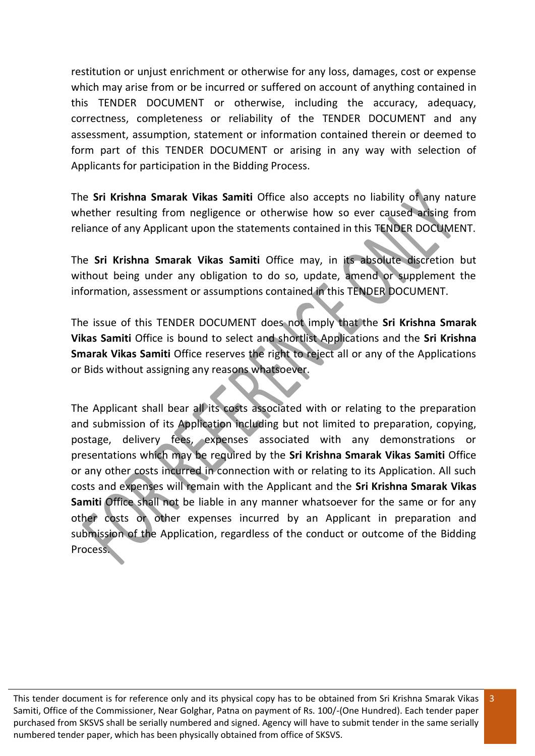restitution or unjust enrichment or otherwise for any loss, damages, cost or expense which may arise from or be incurred or suffered on account of anything contained in this TENDER DOCUMENT or otherwise, including the accuracy, adequacy, correctness, completeness or reliability of the TENDER DOCUMENT and any assessment, assumption, statement or information contained therein or deemed to form part of this TENDER DOCUMENT or arising in any way with selection of Applicants for participation in the Bidding Process.

The **Sri Krishna Smarak Vikas Samiti** Office also accepts no liability of any nature whether resulting from negligence or otherwise how so ever caused arising from reliance of any Applicant upon the statements contained in this TENDER DOCUMENT.

The **Sri Krishna Smarak Vikas Samiti** Office may, in its absolute discretion but without being under any obligation to do so, update, amend or supplement the information, assessment or assumptions contained in this TENDER DOCUMENT.

The issue of this TENDER DOCUMENT does not imply that the **Sri Krishna Smarak Vikas Samiti** Office is bound to select and shortlist Applications and the **Sri Krishna Smarak Vikas Samiti** Office reserves the right to reject all or any of the Applications or Bids without assigning any reasons whatsoever.

The Applicant shall bear all its costs associated with or relating to the preparation and submission of its Application including but not limited to preparation, copying, postage, delivery fees, expenses associated with any demonstrations or presentations which may be required by the **Sri Krishna Smarak Vikas Samiti** Office or any other costs incurred in connection with or relating to its Application. All such costs and expenses will remain with the Applicant and the **Sri Krishna Smarak Vikas Samiti** Office shall not be liable in any manner whatsoever for the same or for any other costs or other expenses incurred by an Applicant in preparation and submission of the Application, regardless of the conduct or outcome of the Bidding Process.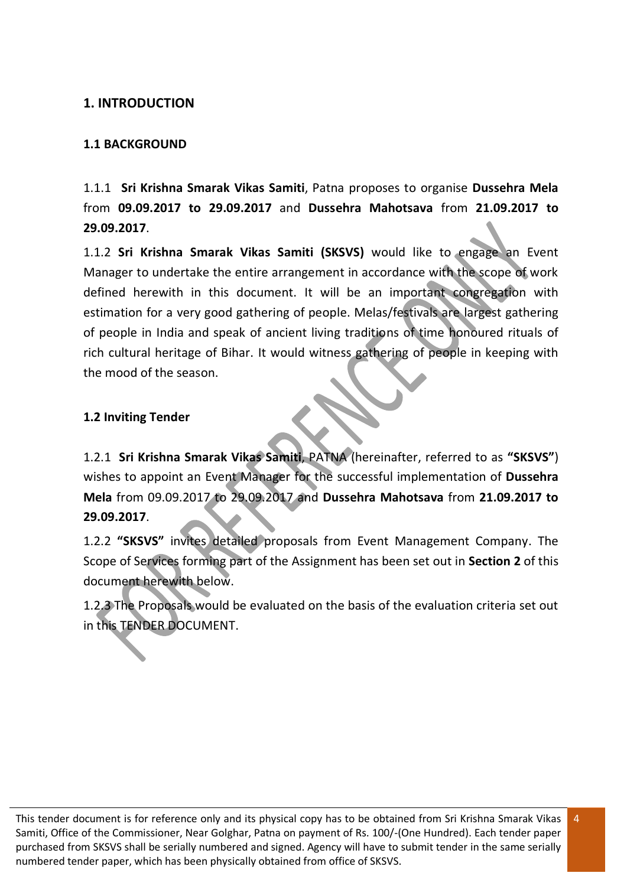## 1. INTRODUCTION

### 1.1 BACKGROUND

1.1.1 **Sri Krishna Smarak Vikas Samiti**, Patna proposes to organise **Dussehra Mela** from **09.09.2017 to 29.09.2017** and **Dussehra Mahotsava** from **21.09.2017 to 29.09.2017**.

1.1.2 **Sri Krishna Smarak Vikas Samiti (SKSVS)** would like to engage an Event Manager to undertake the entire arrangement in accordance with the scope of work defined herewith in this document. It will be an important congregation with estimation for a very good gathering of people. Melas/festivals are largest gathering of people in India and speak of ancient living traditions of time honoured rituals of rich cultural heritage of Bihar. It would witness gathering of people in keeping with the mood of the season.

### 1.2 Inviting Tender

1.2.1 **Sri Krishna Smarak Vikas Samiti**, PATNA (hereinafter, referred to as **"SKSVS"**) wishes to appoint an Event Manager for the successful implementation of **Dussehra Mela** from 09.09.2017 to 29.09.2017 and **Dussehra Mahotsava** from **21.09.2017 to 29.09.2017**.

1.2.2 **"SKSVS"** invites detailed proposals from Event Management Company. The Scope of Services forming part of the Assignment has been set out in **Section 2** of this document herewith below.

1.2.3 The Proposals would be evaluated on the basis of the evaluation criteria set out in this TENDER DOCUMENT.

This tender document is for reference only and its physical copy has to be obtained from Sri Krishna Smarak Vikas Samiti, Office of the Commissioner, Near Golghar, Patna on payment of Rs. 100/-(One Hundred). Each tender paper purchased from SKSVS shall be serially numbered and signed. Agency will have to submit tender in the same serially numbered tender paper, which has been physically obtained from office of SKSVS.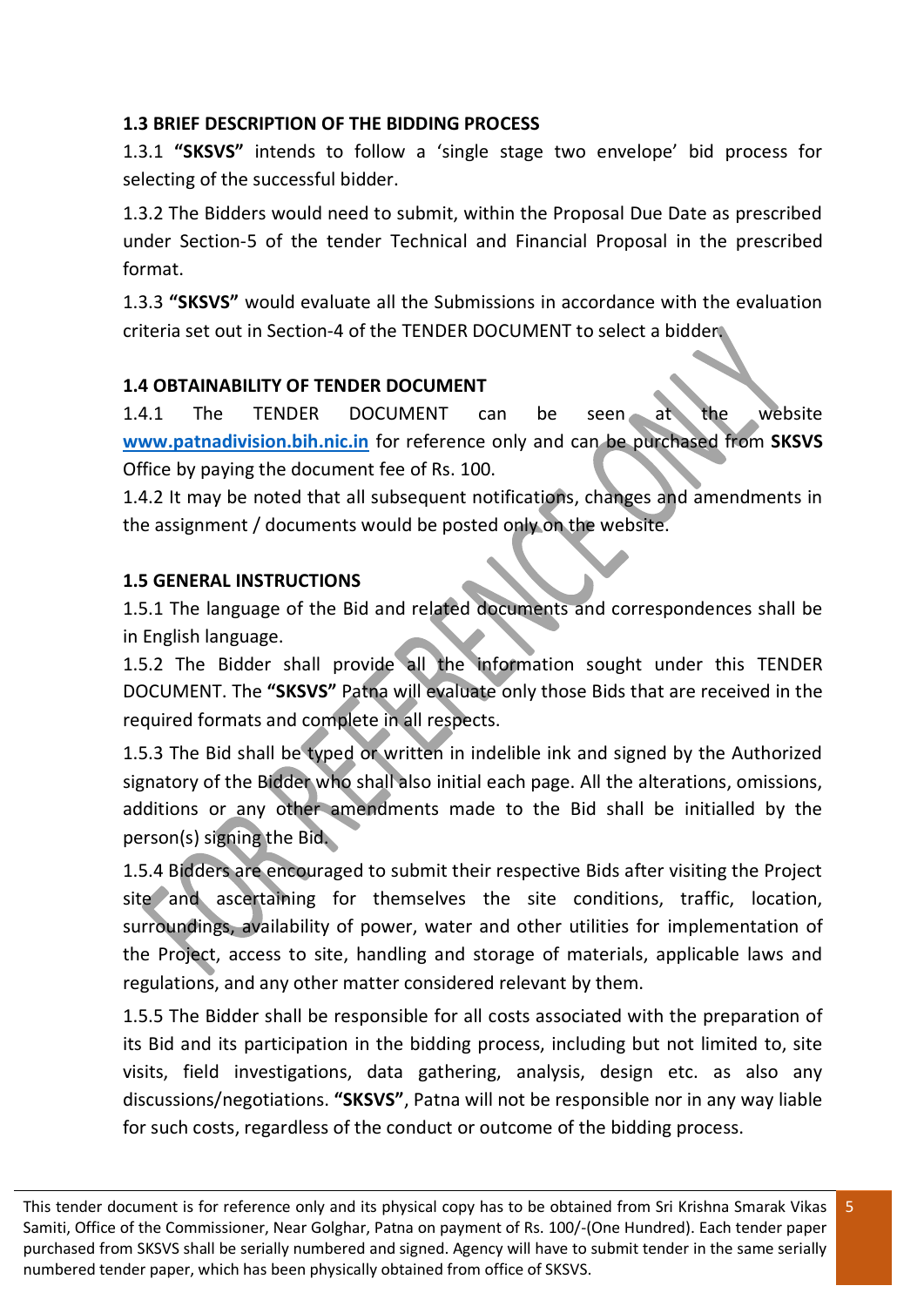### 1.3 BRIEF DESCRIPTION OF THE BIDDING PROCESS

1.3.1 **"SKSVS"** intends to follow a 'single stage two envelope' bid process for selecting of the successful bidder.

1.3.2 The Bidders would need to submit, within the Proposal Due Date as prescribed under Section-5 of the tender Technical and Financial Proposal in the prescribed format.

1.3.3 **"SKSVS"** would evaluate all the Submissions in accordance with the evaluation criteria set out in Section-4 of the TENDER DOCUMENT to select a bidder.

### 1.4 OBTAINABILITY OF TENDER DOCUMENT

1.4.1 The TENDER DOCUMENT can be seen at the website **www.patnadivision.bih.nic.in** for reference only and can be purchased from **SKSVS** Office by paying the document fee of Rs. 100.

1.4.2 It may be noted that all subsequent notifications, changes and amendments in the assignment / documents would be posted only on the website.

### 1.5 GENERAL INSTRUCTIONS

1.5.1 The language of the Bid and related documents and correspondences shall be in English language.

1.5.2 The Bidder shall provide all the information sought under this TENDER DOCUMENT. The **"SKSVS"** Patna will evaluate only those Bids that are received in the required formats and complete in all respects.

1.5.3 The Bid shall be typed or written in indelible ink and signed by the Authorized signatory of the Bidder who shall also initial each page. All the alterations, omissions, additions or any other amendments made to the Bid shall be initialled by the person(s) signing the Bid.

1.5.4 Bidders are encouraged to submit their respective Bids after visiting the Project site and ascertaining for themselves the site conditions, traffic, location, surroundings, availability of power, water and other utilities for implementation of the Project, access to site, handling and storage of materials, applicable laws and regulations, and any other matter considered relevant by them.

1.5.5 The Bidder shall be responsible for all costs associated with the preparation of its Bid and its participation in the bidding process, including but not limited to, site visits, field investigations, data gathering, analysis, design etc. as also any discussions/negotiations. **"SKSVS"**, Patna will not be responsible nor in any way liable for such costs, regardless of the conduct or outcome of the bidding process.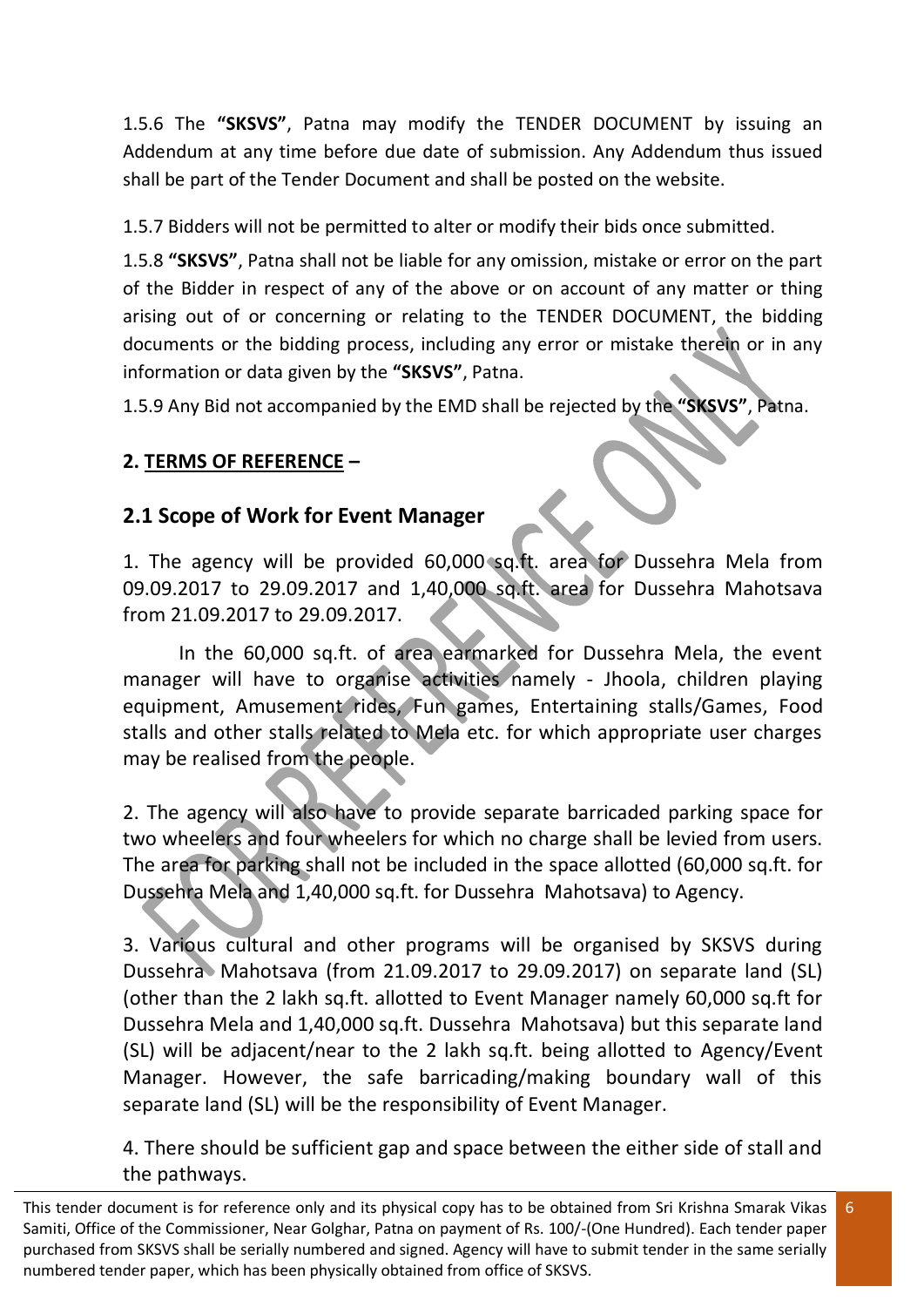1.5.6 The **"SKSVS"**, Patna may modify the TENDER DOCUMENT by issuing an Addendum at any time before due date of submission. Any Addendum thus issued shall be part of the Tender Document and shall be posted on the website.

1.5.7 Bidders will not be permitted to alter or modify their bids once submitted.

1.5.8 **"SKSVS"**, Patna shall not be liable for any omission, mistake or error on the part of the Bidder in respect of any of the above or on account of any matter or thing arising out of or concerning or relating to the TENDER DOCUMENT, the bidding documents or the bidding process, including any error or mistake therein or in any information or data given by the **"SKSVS"**, Patna.

1.5.9 Any Bid not accompanied by the EMD shall be rejected by the **"SKSVS"**, Patna.

## 2. TERMS OF REFERENCE –

### 2.1 Scope of Work for Event Manager

1. The agency will be provided 60,000 sq.ft. area for Dussehra Mela from 09.09.2017 to 29.09.2017 and 1,40,000 sq.ft. area for Dussehra Mahotsava from 21.09.2017 to 29.09.2017.

   In the 60,000 sq.ft. of area earmarked for Dussehra Mela, the event manager will have to organise activities namely - Jhoola, children playing equipment, Amusement rides, Fun games, Entertaining stalls/Games, Food stalls and other stalls related to Mela etc. for which appropriate user charges may be realised from the people.

2. The agency will also have to provide separate barricaded parking space for two wheelers and four wheelers for which no charge shall be levied from users. The area for parking shall not be included in the space allotted (60,000 sq.ft. for Dussehra Mela and 1,40,000 sq.ft. for Dussehra Mahotsava) to Agency.

3. Various cultural and other programs will be organised by SKSVS during Dussehra Mahotsava (from 21.09.2017 to 29.09.2017) on separate land (SL) (other than the 2 lakh sq.ft. allotted to Event Manager namely 60,000 sq.ft for Dussehra Mela and 1,40,000 sq.ft. Dussehra Mahotsava) but this separate land (SL) will be adjacent/near to the 2 lakh sq.ft. being allotted to Agency/Event Manager. However, the safe barricading/making boundary wall of this separate land (SL) will be the responsibility of Event Manager.

4. There should be sufficient gap and space between the either side of stall and the pathways.

This tender document is for reference only and its physical copy has to be obtained from Sri Krishna Smarak Vikas Samiti, Office of the Commissioner, Near Golghar, Patna on payment of Rs. 100/-(One Hundred). Each tender paper purchased from SKSVS shall be serially numbered and signed. Agency will have to submit tender in the same serially numbered tender paper, which has been physically obtained from office of SKSVS.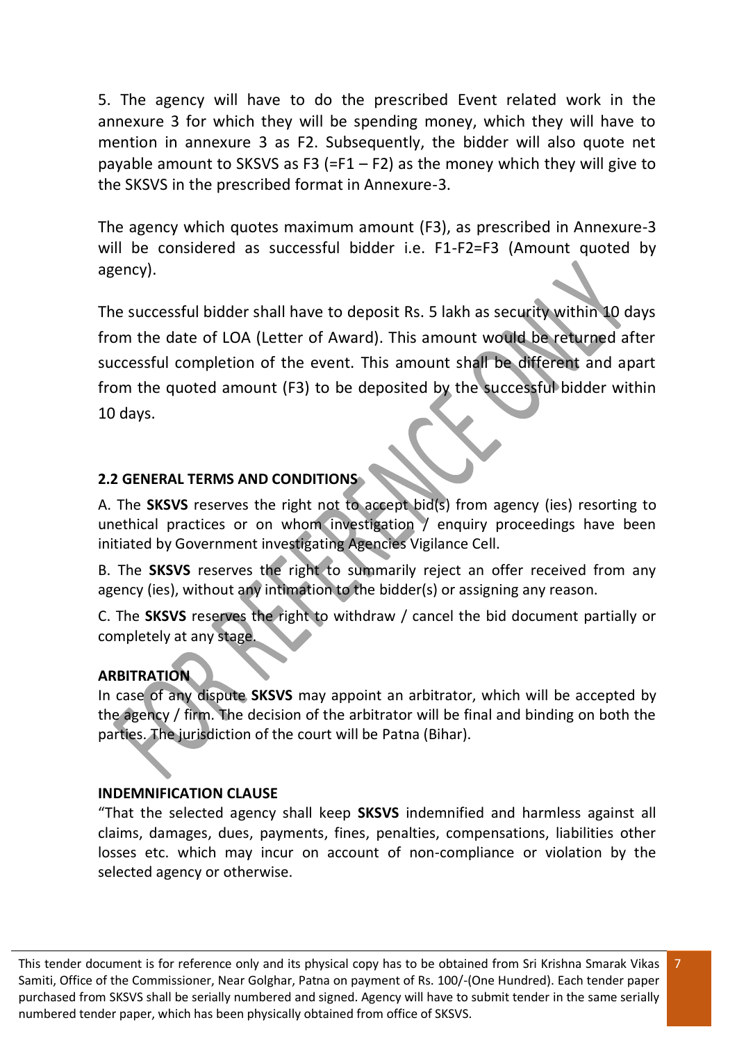5. The agency will have to do the prescribed Event related work in the annexure 3 for which they will be spending money, which they will have to mention in annexure 3 as F2. Subsequently, the bidder will also quote net payable amount to SKSVS as F3 (=F1 – F2) as the money which they will give to the SKSVS in the prescribed format in Annexure-3.

The agency which quotes maximum amount (F3), as prescribed in Annexure-3 will be considered as successful bidder i.e. F1-F2=F3 (Amount quoted by agency).

The successful bidder shall have to deposit Rs. 5 lakh as security within 10 days from the date of LOA (Letter of Award). This amount would be returned after successful completion of the event. This amount shall be different and apart from the quoted amount (F3) to be deposited by the successful bidder within 10 days.

**2.2 GENERAL TERMS AND CONDITIONS**

A. The **SKSVS** reserves the right not to accept bid(s) from agency (ies) resorting to unethical practices or on whom investigation / enquiry proceedings have been initiated by Government investigating Agencies Vigilance Cell.

B. The **SKSVS** reserves the right to summarily reject an offer received from any agency (ies), without any intimation to the bidder(s) or assigning any reason.

C. The **SKSVS** reserves the right to withdraw / cancel the bid document partially or completely at any stage.

**ARBITRATION**

In case of any dispute **SKSVS** may appoint an arbitrator, which will be accepted by the agency / firm. The decision of the arbitrator will be final and binding on both the parties. The jurisdiction of the court will be Patna (Bihar).

**INDEMNIFICATION CLAUSE**

"That the selected agency shall keep **SKSVS** indemnified and harmless against all claims, damages, dues, payments, fines, penalties, compensations, liabilities other losses etc. which may incur on account of non-compliance or violation by the selected agency or otherwise.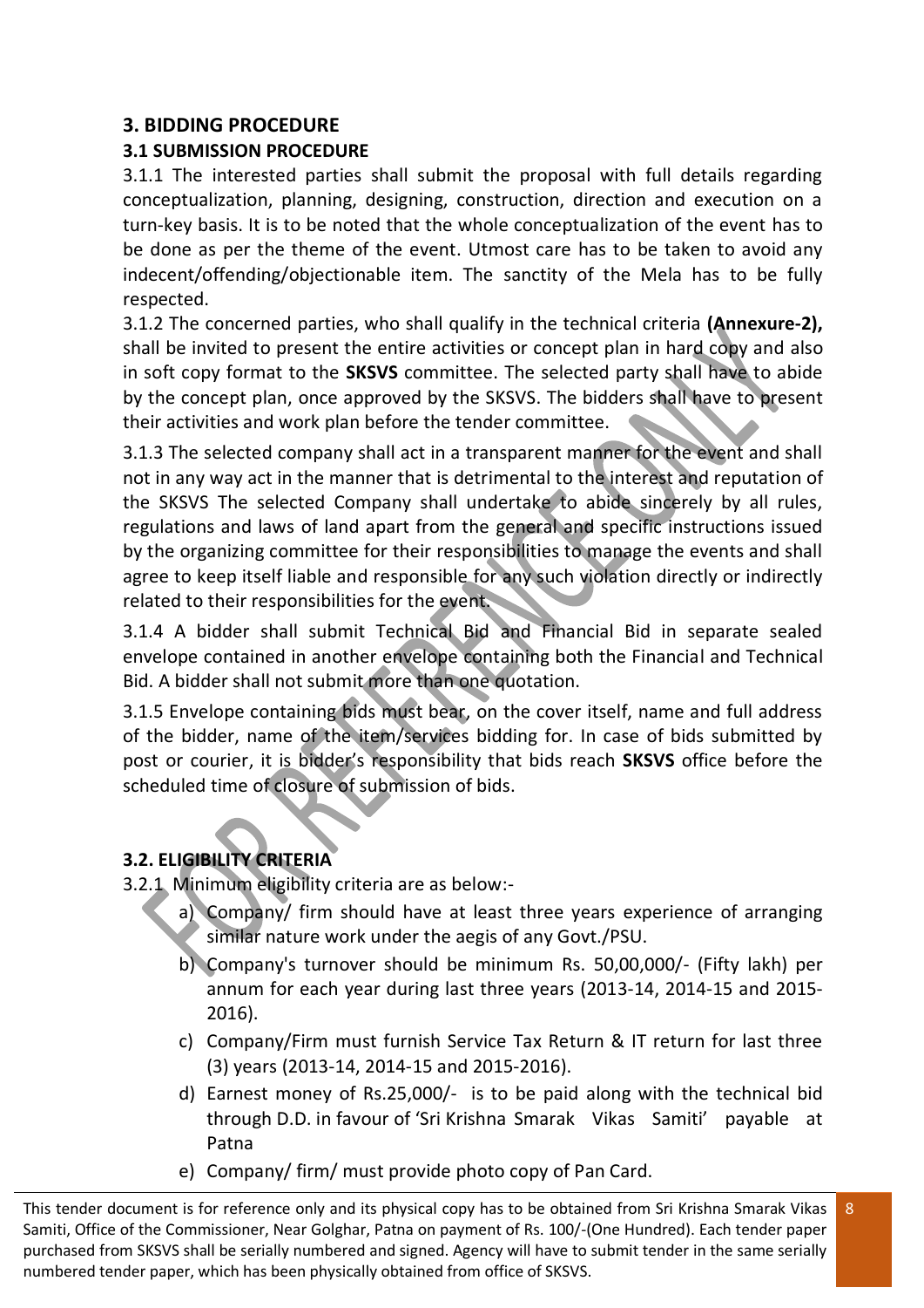## 3. BIDDING PROCEDURE

### 3.1 SUBMISSION PROCEDURE

3.1.1 The interested parties shall submit the proposal with full details regarding conceptualization, planning, designing, construction, direction and execution on a turn-key basis. It is to be noted that the whole conceptualization of the event has to be done as per the theme of the event. Utmost care has to be taken to avoid any indecent/offending/objectionable item. The sanctity of the Mela has to be fully respected.

3.1.2 The concerned parties, who shall qualify in the technical criteria **(Annexure-2),** shall be invited to present the entire activities or concept plan in hard copy and also in soft copy format to the **SKSVS** committee. The selected party shall have to abide by the concept plan, once approved by the SKSVS. The bidders shall have to present their activities and work plan before the tender committee.

3.1.3 The selected company shall act in a transparent manner for the event and shall not in any way act in the manner that is detrimental to the interest and reputation of the SKSVS The selected Company shall undertake to abide sincerely by all rules, regulations and laws of land apart from the general and specific instructions issued by the organizing committee for their responsibilities to manage the events and shall agree to keep itself liable and responsible for any such violation directly or indirectly related to their responsibilities for the event.

3.1.4 A bidder shall submit Technical Bid and Financial Bid in separate sealed envelope contained in another envelope containing both the Financial and Technical Bid. A bidder shall not submit more than one quotation.

3.1.5 Envelope containing bids must bear, on the cover itself, name and full address of the bidder, name of the item/services bidding for. In case of bids submitted by post or courier, it is bidder's responsibility that bids reach **SKSVS** office before the scheduled time of closure of submission of bids.

### 3.2. ELIGIBILITY CRITERIA

3.2.1 Minimum eligibility criteria are as below:-

a) Company/ firm should have at least three years experience of arranging similar nature work under the aegis of any Govt./PSU.

b) Company's turnover should be minimum Rs. 50,00,000/- (Fifty lakh) per annum for each year during last three years (2013-14, 2014-15 and 2015-2016).

c) Company/Firm must furnish Service Tax Return & IT return for last three (3) years (2013-14, 2014-15 and 2015-2016).

d) Earnest money of Rs.25,000/- is to be paid along with the technical bid through D.D. in favour of 'Sri Krishna Smarak Vikas Samiti' payable at Patna

e) Company/ firm/ must provide photo copy of Pan Card.

This tender document is for reference only and its physical copy has to be obtained from Sri Krishna Smarak Vikas Samiti, Office of the Commissioner, Near Golghar, Patna on payment of Rs. 100/-(One Hundred). Each tender paper purchased from SKSVS shall be serially numbered and signed. Agency will have to submit tender in the same serially numbered tender paper, which has been physically obtained from office of SKSVS.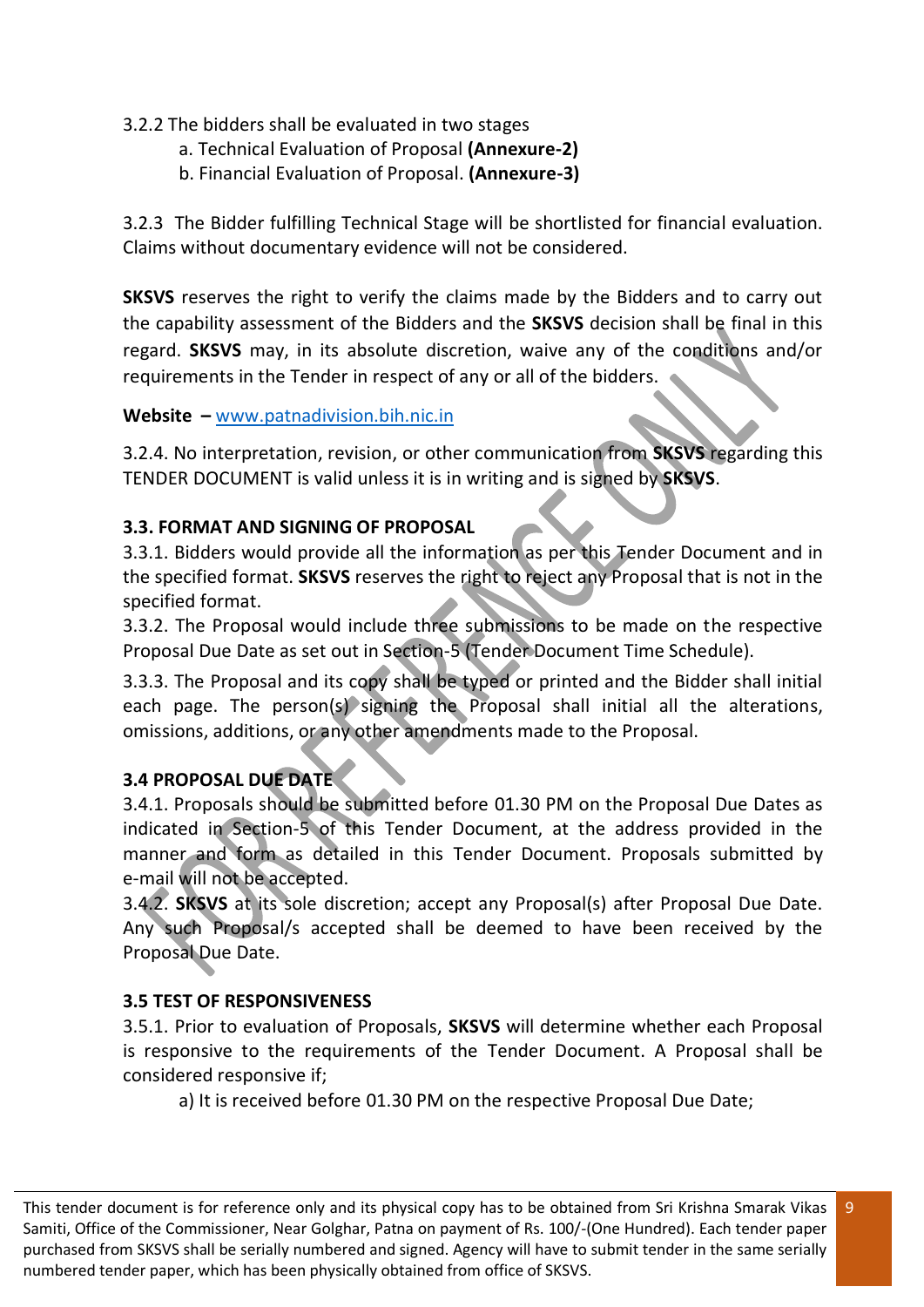3.2.2 The bidders shall be evaluated in two stages

a. Technical Evaluation of Proposal **(Annexure-2)**

b. Financial Evaluation of Proposal. **(Annexure-3)**

3.2.3 The Bidder fulfilling Technical Stage will be shortlisted for financial evaluation. Claims without documentary evidence will not be considered.

**SKSVS** reserves the right to verify the claims made by the Bidders and to carry out the capability assessment of the Bidders and the **SKSVS** decision shall be final in this regard. **SKSVS** may, in its absolute discretion, waive any of the conditions and/or requirements in the Tender in respect of any or all of the bidders.

**Website –** www.patnadivision.bih.nic.in

3.2.4. No interpretation, revision, or other communication from **SKSVS** regarding this TENDER DOCUMENT is valid unless it is in writing and is signed by **SKSVS**.

**3.3. FORMAT AND SIGNING OF PROPOSAL**

3.3.1. Bidders would provide all the information as per this Tender Document and in the specified format. **SKSVS** reserves the right to reject any Proposal that is not in the specified format.

3.3.2. The Proposal would include three submissions to be made on the respective Proposal Due Date as set out in Section-5 (Tender Document Time Schedule).

3.3.3. The Proposal and its copy shall be typed or printed and the Bidder shall initial each page. The person(s) signing the Proposal shall initial all the alterations, omissions, additions, or any other amendments made to the Proposal.

**3.4 PROPOSAL DUE DATE**

3.4.1. Proposals should be submitted before 01.30 PM on the Proposal Due Dates as indicated in Section-5 of this Tender Document, at the address provided in the manner and form as detailed in this Tender Document. Proposals submitted by e-mail will not be accepted.

3.4.2. **SKSVS** at its sole discretion; accept any Proposal(s) after Proposal Due Date. Any such Proposal/s accepted shall be deemed to have been received by the Proposal Due Date.

**3.5 TEST OF RESPONSIVENESS**

3.5.1. Prior to evaluation of Proposals, **SKSVS** will determine whether each Proposal is responsive to the requirements of the Tender Document. A Proposal shall be considered responsive if;

a) It is received before 01.30 PM on the respective Proposal Due Date;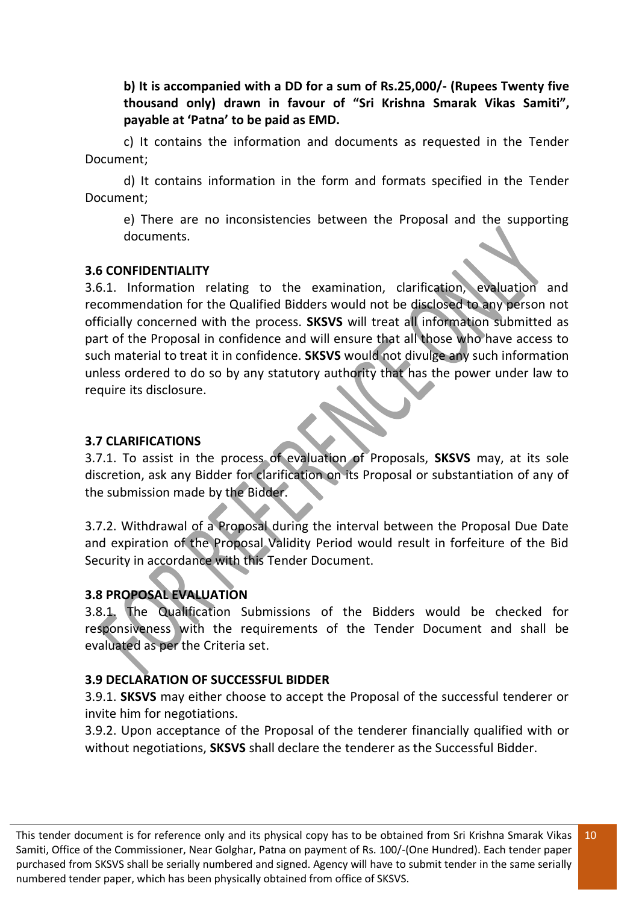**b) It is accompanied with a DD for a sum of Rs.25,000/- (Rupees Twenty five thousand only) drawn in favour of "Sri Krishna Smarak Vikas Samiti", payable at 'Patna' to be paid as EMD.**

c) It contains the information and documents as requested in the Tender Document;

d) It contains information in the form and formats specified in the Tender Document;

e) There are no inconsistencies between the Proposal and the supporting documents.

**3.6 CONFIDENTIALITY**

3.6.1. Information relating to the examination, clarification, evaluation and recommendation for the Qualified Bidders would not be disclosed to any person not officially concerned with the process. **SKSVS** will treat all information submitted as part of the Proposal in confidence and will ensure that all those who have access to such material to treat it in confidence. **SKSVS** would not divulge any such information unless ordered to do so by any statutory authority that has the power under law to require its disclosure.

**3.7 CLARIFICATIONS**

3.7.1. To assist in the process of evaluation of Proposals, **SKSVS** may, at its sole discretion, ask any Bidder for clarification on its Proposal or substantiation of any of the submission made by the Bidder.

3.7.2. Withdrawal of a Proposal during the interval between the Proposal Due Date and expiration of the Proposal Validity Period would result in forfeiture of the Bid Security in accordance with this Tender Document.

**3.8 PROPOSAL EVALUATION**

3.8.1. The Qualification Submissions of the Bidders would be checked for responsiveness with the requirements of the Tender Document and shall be evaluated as per the Criteria set.

**3.9 DECLARATION OF SUCCESSFUL BIDDER**

3.9.1. **SKSVS** may either choose to accept the Proposal of the successful tenderer or invite him for negotiations.

3.9.2. Upon acceptance of the Proposal of the tenderer financially qualified with or without negotiations, **SKSVS** shall declare the tenderer as the Successful Bidder.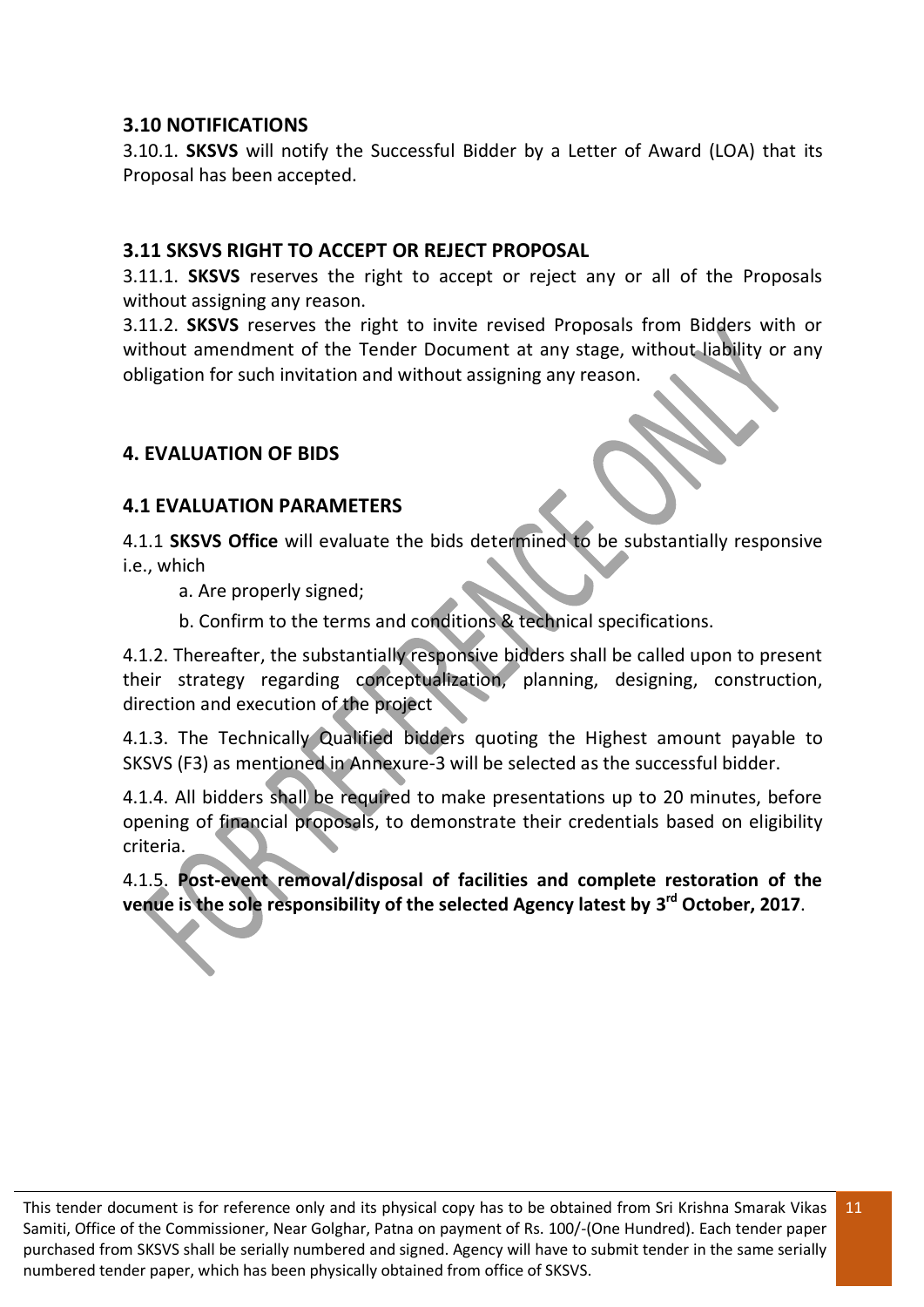## 3.10 NOTIFICATIONS

3.10.1. **SKSVS** will notify the Successful Bidder by a Letter of Award (LOA) that its Proposal has been accepted.

## 3.11 SKSVS RIGHT TO ACCEPT OR REJECT PROPOSAL

3.11.1. **SKSVS** reserves the right to accept or reject any or all of the Proposals without assigning any reason.

3.11.2. **SKSVS** reserves the right to invite revised Proposals from Bidders with or without amendment of the Tender Document at any stage, without liability or any obligation for such invitation and without assigning any reason.

# 4. EVALUATION OF BIDS

## 4.1 EVALUATION PARAMETERS

4.1.1 **SKSVS Office** will evaluate the bids determined to be substantially responsive i.e., which

a. Are properly signed;

b. Confirm to the terms and conditions & technical specifications.

4.1.2. Thereafter, the substantially responsive bidders shall be called upon to present their strategy regarding conceptualization, planning, designing, construction, direction and execution of the project

4.1.3. The Technically Qualified bidders quoting the Highest amount payable to SKSVS (F3) as mentioned in Annexure-3 will be selected as the successful bidder.

4.1.4. All bidders shall be required to make presentations up to 20 minutes, before opening of financial proposals, to demonstrate their credentials based on eligibility criteria.

4.1.5. **Post-event removal/disposal of facilities and complete restoration of the venue is the sole responsibility of the selected Agency latest by 3rd October, 2017**.

This tender document is for reference only and its physical copy has to be obtained from Sri Krishna Smarak Vikas Samiti, Office of the Commissioner, Near Golghar, Patna on payment of Rs. 100/-(One Hundred). Each tender paper purchased from SKSVS shall be serially numbered and signed. Agency will have to submit tender in the same serially numbered tender paper, which has been physically obtained from office of SKSVS.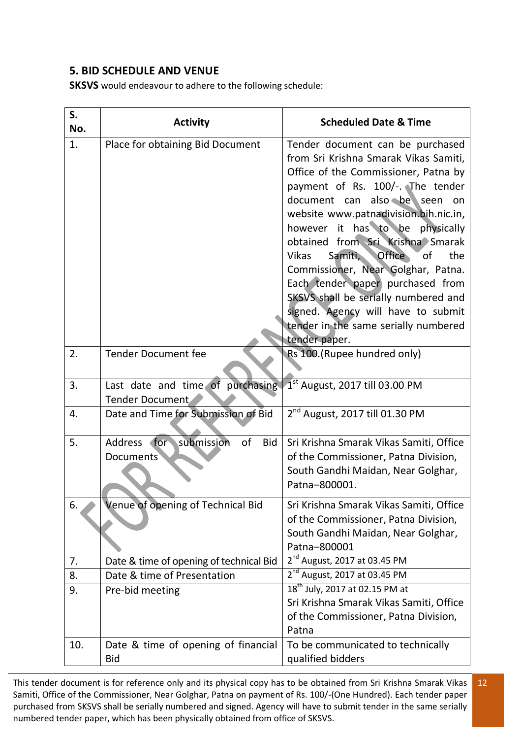## 5. BID SCHEDULE AND VENUE

**SKSVS** would endeavour to adhere to the following schedule:

| S. No. | Activity | Scheduled Date & Time |
|---|---|---|
| 1. | Place for obtaining Bid Document | Tender document can be purchased from Sri Krishna Smarak Vikas Samiti, Office of the Commissioner, Patna by payment of Rs. 100/-. The tender document can also be seen on website www.patnadivision.bih.nic.in, however it has to be physically obtained from Sri Krishna Smarak Vikas Samiti, Office of the Commissioner, Near Golghar, Patna. Each tender paper purchased from SKSVS shall be serially numbered and signed. Agency will have to submit tender in the same serially numbered tender paper. |
| 2. | Tender Document fee | Rs 100.(Rupee hundred only) |
| 3. | Last date and time of purchasing Tender Document | 1st August, 2017 till 03.00 PM |
| 4. | Date and Time for Submission of Bid | 2nd August, 2017 till 01.30 PM |
| 5. | Address for submission of Bid Documents | Sri Krishna Smarak Vikas Samiti, Office of the Commissioner, Patna Division, South Gandhi Maidan, Near Golghar, Patna–800001. |
| 6. | Venue of opening of Technical Bid | Sri Krishna Smarak Vikas Samiti, Office of the Commissioner, Patna Division, South Gandhi Maidan, Near Golghar, Patna–800001 |
| 7. | Date & time of opening of technical Bid | 2nd August, 2017 at 03.45 PM |
| 8. | Date & time of Presentation | 2nd August, 2017 at 03.45 PM |
| 9. | Pre-bid meeting | 18th July, 2017 at 02.15 PM at Sri Krishna Smarak Vikas Samiti, Office of the Commissioner, Patna Division, Patna |
| 10. | Date & time of opening of financial Bid | To be communicated to technically qualified bidders |

This tender document is for reference only and its physical copy has to be obtained from Sri Krishna Smarak Vikas Samiti, Office of the Commissioner, Near Golghar, Patna on payment of Rs. 100/-(One Hundred). Each tender paper purchased from SKSVS shall be serially numbered and signed. Agency will have to submit tender in the same serially numbered tender paper, which has been physically obtained from office of SKSVS.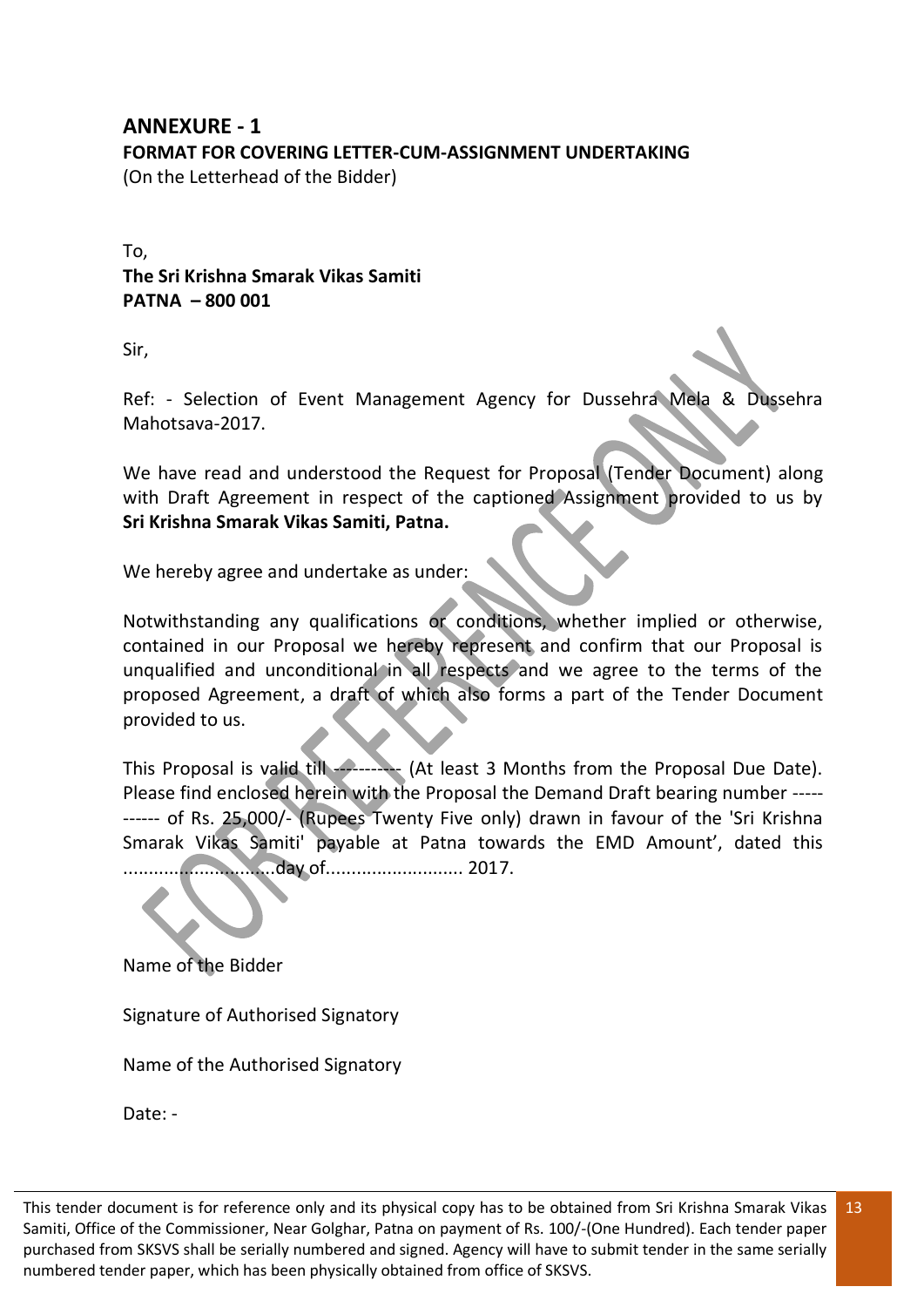## ANNEXURE - 1

**FORMAT FOR COVERING LETTER-CUM-ASSIGNMENT UNDERTAKING**

(On the Letterhead of the Bidder)

To,

**The Sri Krishna Smarak Vikas Samiti**
**PATNA – 800 001**

Sir,

Ref: - Selection of Event Management Agency for Dussehra Mela & Dussehra Mahotsava-2017.

We have read and understood the Request for Proposal (Tender Document) along with Draft Agreement in respect of the captioned Assignment provided to us by **Sri Krishna Smarak Vikas Samiti, Patna.**

We hereby agree and undertake as under:

Notwithstanding any qualifications or conditions, whether implied or otherwise, contained in our Proposal we hereby represent and confirm that our Proposal is unqualified and unconditional in all respects and we agree to the terms of the proposed Agreement, a draft of which also forms a part of the Tender Document provided to us.

This Proposal is valid till ----------- (At least 3 Months from the Proposal Due Date). Please find enclosed herein with the Proposal the Demand Draft bearing number ----------- of Rs. 25,000/- (Rupees Twenty Five only) drawn in favour of the 'Sri Krishna Smarak Vikas Samiti' payable at Patna towards the EMD Amount', dated this ............................day of.......................... 2017.

Name of the Bidder

Signature of Authorised Signatory

Name of the Authorised Signatory

Date: -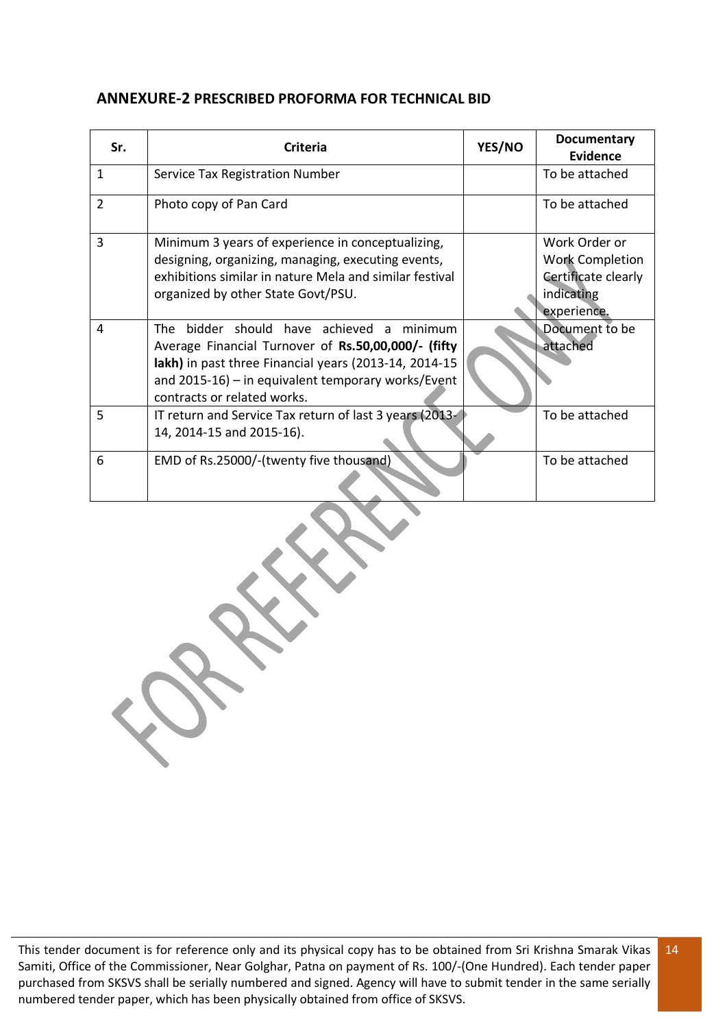## ANNEXURE-2 PRESCRIBED PROFORMA FOR TECHNICAL BID

| Sr. | Criteria | YES/NO | Documentary Evidence |
|---|---|---|---|
| 1 | Service Tax Registration Number | | To be attached |
| 2 | Photo copy of Pan Card | | To be attached |
| 3 | Minimum 3 years of experience in conceptualizing, designing, organizing, managing, executing events, exhibitions similar in nature Mela and similar festival organized by other State Govt/PSU. | | Work Order or Work Completion Certificate clearly indicating experience. |
| 4 | The bidder should have achieved a minimum Average Financial Turnover of **Rs.50,00,000/- (fifty lakh)** in past three Financial years (2013-14, 2014-15 and 2015-16) – in equivalent temporary works/Event contracts or related works. | | Document to be attached |
| 5 | IT return and Service Tax return of last 3 years (2013-14, 2014-15 and 2015-16). | | To be attached |
| 6 | EMD of Rs.25000/-(twenty five thousand) | | To be attached |

This tender document is for reference only and its physical copy has to be obtained from Sri Krishna Smarak Vikas Samiti, Office of the Commissioner, Near Golghar, Patna on payment of Rs. 100/-(One Hundred). Each tender paper purchased from SKSVS shall be serially numbered and signed. Agency will have to submit tender in the same serially numbered tender paper, which has been physically obtained from office of SKSVS.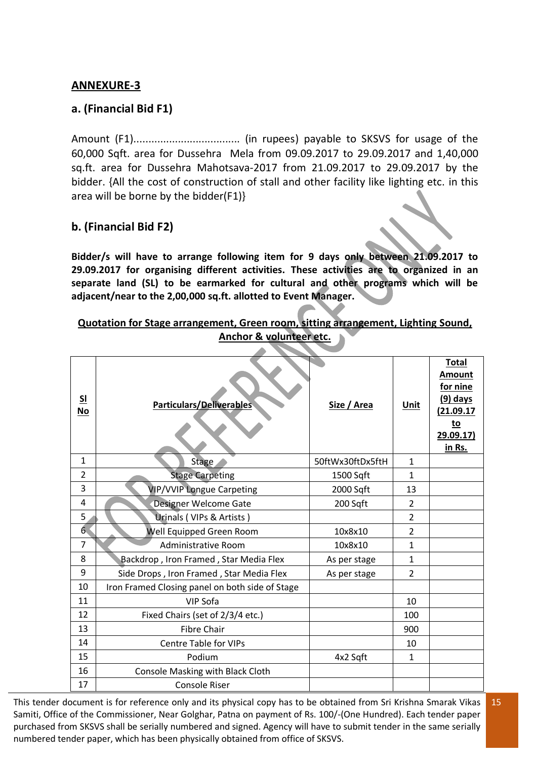## ANNEXURE-3

### a. (Financial Bid F1)

Amount (F1).................................... (in rupees) payable to SKSVS for usage of the 60,000 Sqft. area for Dussehra Mela from 09.09.2017 to 29.09.2017 and 1,40,000 sq.ft. area for Dussehra Mahotsava-2017 from 21.09.2017 to 29.09.2017 by the bidder. {All the cost of construction of stall and other facility like lighting etc. in this area will be borne by the bidder(F1)}

### b. (Financial Bid F2)

**Bidder/s will have to arrange following item for 9 days only between 21.09.2017 to 29.09.2017 for organising different activities. These activities are to organized in an separate land (SL) to be earmarked for cultural and other programs which will be adjacent/near to the 2,00,000 sq.ft. allotted to Event Manager.**

**Quotation for Stage arrangement, Green room, sitting arrangement, Lighting Sound, Anchor & volunteer etc.**

| Sl No | Particulars/Deliverables | Size / Area | Unit | Total Amount for nine (9) days (21.09.17 to 29.09.17) in Rs. |
|---|---|---|---|---|
| 1 | Stage | 50ftWx30ftDx5ftH | 1 | |
| 2 | Stage Carpeting | 1500 Sqft | 1 | |
| 3 | VIP/VVIP Longue Carpeting | 2000 Sqft | 13 | |
| 4 | Designer Welcome Gate | 200 Sqft | 2 | |
| 5 | Urinals ( VIPs & Artists ) | | 2 | |
| 6 | Well Equipped Green Room | 10x8x10 | 2 | |
| 7 | Administrative Room | 10x8x10 | 1 | |
| 8 | Backdrop , Iron Framed , Star Media Flex | As per stage | 1 | |
| 9 | Side Drops , Iron Framed , Star Media Flex | As per stage | 2 | |
| 10 | Iron Framed Closing panel on both side of Stage | | | |
| 11 | VIP Sofa | | 10 | |
| 12 | Fixed Chairs (set of 2/3/4 etc.) | | 100 | |
| 13 | Fibre Chair | | 900 | |
| 14 | Centre Table for VIPs | | 10 | |
| 15 | Podium | 4x2 Sqft | 1 | |
| 16 | Console Masking with Black Cloth | | | |
| 17 | Console Riser | | | |

This tender document is for reference only and its physical copy has to be obtained from Sri Krishna Smarak Vikas Samiti, Office of the Commissioner, Near Golghar, Patna on payment of Rs. 100/-(One Hundred). Each tender paper purchased from SKSVS shall be serially numbered and signed. Agency will have to submit tender in the same serially numbered tender paper, which has been physically obtained from office of SKSVS.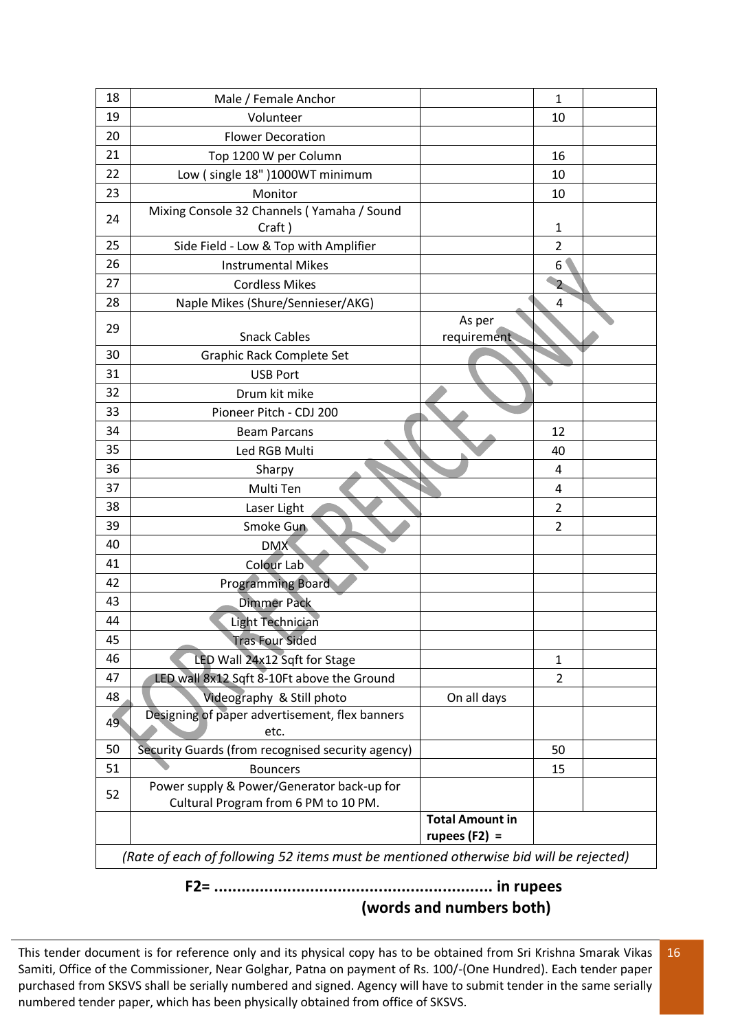| 18 | Male / Female Anchor | | 1 | |
|---|---|---|---|---|
| 19 | Volunteer | | 10 | |
| 20 | Flower Decoration | | | |
| 21 | Top 1200 W per Column | | 16 | |
| 22 | Low ( single 18" )1000WT minimum | | 10 | |
| 23 | Monitor | | 10 | |
| 24 | Mixing Console 32 Channels ( Yamaha / Sound Craft ) | | 1 | |
| 25 | Side Field - Low & Top with Amplifier | | 2 | |
| 26 | Instrumental Mikes | | 6 | |
| 27 | Cordless Mikes | | 2 | |
| 28 | Naple Mikes (Shure/Sennieser/AKG) | | 4 | |
| 29 | Snack Cables | As per requirement | | |
| 30 | Graphic Rack Complete Set | | | |
| 31 | USB Port | | | |
| 32 | Drum kit mike | | | |
| 33 | Pioneer Pitch - CDJ 200 | | | |
| 34 | Beam Parcans | | 12 | |
| 35 | Led RGB Multi | | 40 | |
| 36 | Sharpy | | 4 | |
| 37 | Multi Ten | | 4 | |
| 38 | Laser Light | | 2 | |
| 39 | Smoke Gun | | 2 | |
| 40 | DMX | | | |
| 41 | Colour Lab | | | |
| 42 | Programming Board | | | |
| 43 | Dimmer Pack | | | |
| 44 | Light Technician | | | |
| 45 | Tras Four Sided | | | |
| 46 | LED Wall 24x12 Sqft for Stage | | 1 | |
| 47 | LED wall 8x12 Sqft 8-10Ft above the Ground | | 2 | |
| 48 | Videography & Still photo | On all days | | |
| 49 | Designing of paper advertisement, flex banners etc. | | | |
| 50 | Security Guards (from recognised security agency) | | 50 | |
| 51 | Bouncers | | 15 | |
| 52 | Power supply & Power/Generator back-up for Cultural Program from 6 PM to 10 PM. | | | |
| | | **Total Amount in rupees (F2) =** | | |

*(Rate of each of following 52 items must be mentioned otherwise bid will be rejected)*

**F2= ............................................................ in rupees**
**(words and numbers both)**

This tender document is for reference only and its physical copy has to be obtained from Sri Krishna Smarak Vikas Samiti, Office of the Commissioner, Near Golghar, Patna on payment of Rs. 100/-(One Hundred). Each tender paper purchased from SKSVS shall be serially numbered and signed. Agency will have to submit tender in the same serially numbered tender paper, which has been physically obtained from office of SKSVS.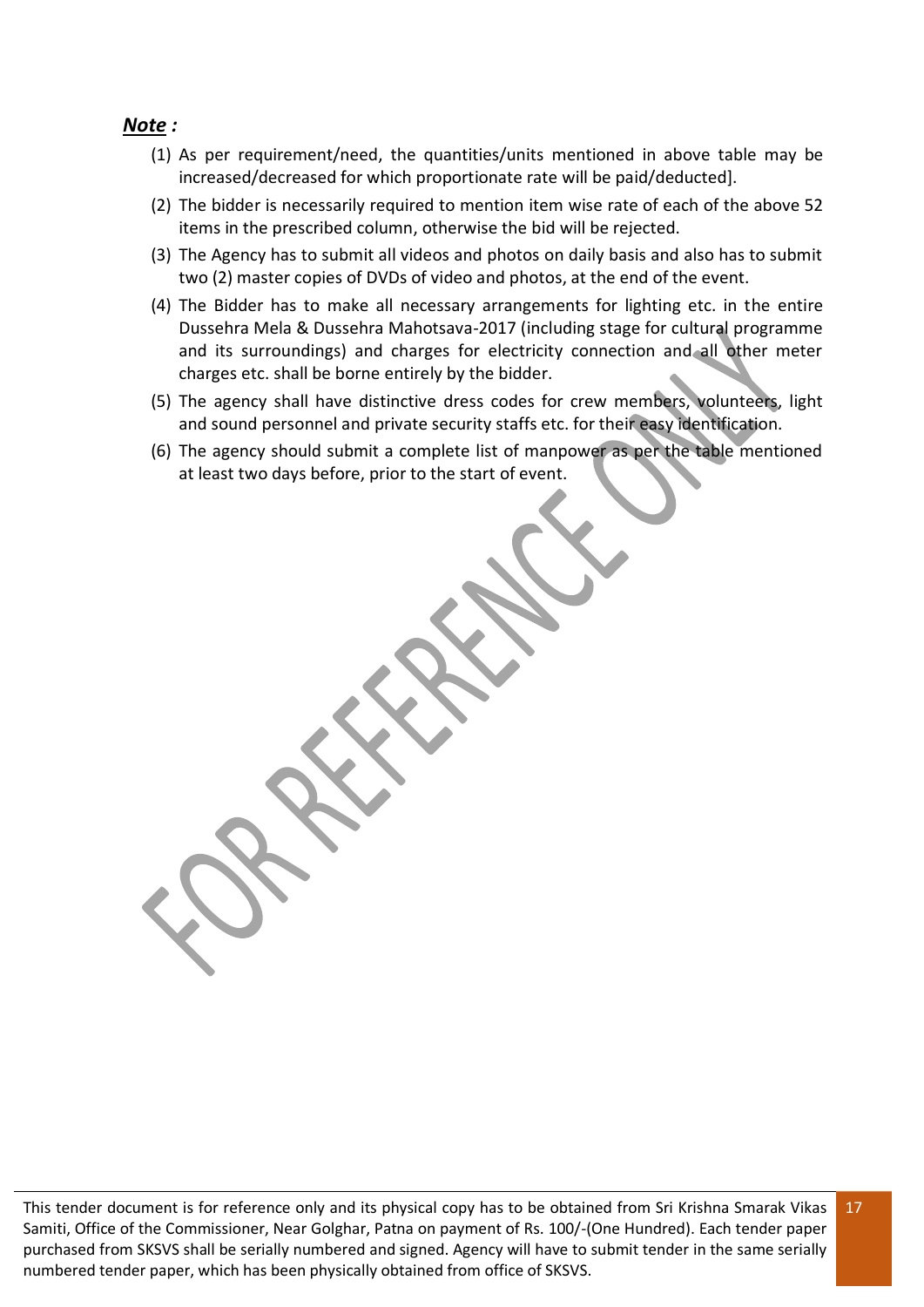***Note* :**

(1) As per requirement/need, the quantities/units mentioned in above table may be increased/decreased for which proportionate rate will be paid/deducted].

(2) The bidder is necessarily required to mention item wise rate of each of the above 52 items in the prescribed column, otherwise the bid will be rejected.

(3) The Agency has to submit all videos and photos on daily basis and also has to submit two (2) master copies of DVDs of video and photos, at the end of the event.

(4) The Bidder has to make all necessary arrangements for lighting etc. in the entire Dussehra Mela & Dussehra Mahotsava-2017 (including stage for cultural programme and its surroundings) and charges for electricity connection and all other meter charges etc. shall be borne entirely by the bidder.

(5) The agency shall have distinctive dress codes for crew members, volunteers, light and sound personnel and private security staffs etc. for their easy identification.

(6) The agency should submit a complete list of manpower as per the table mentioned at least two days before, prior to the start of event.

This tender document is for reference only and its physical copy has to be obtained from Sri Krishna Smarak Vikas Samiti, Office of the Commissioner, Near Golghar, Patna on payment of Rs. 100/-(One Hundred). Each tender paper purchased from SKSVS shall be serially numbered and signed. Agency will have to submit tender in the same serially numbered tender paper, which has been physically obtained from office of SKSVS.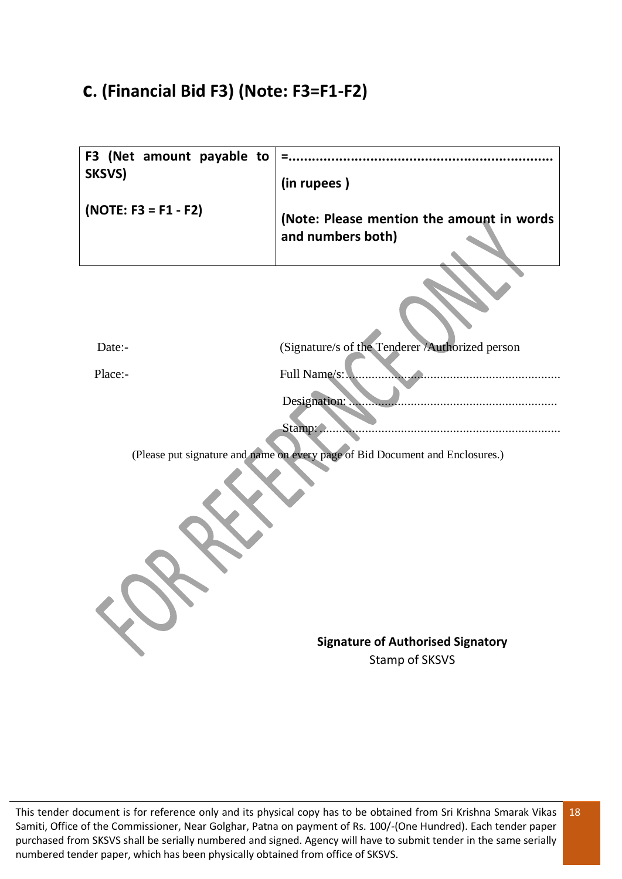## c. (Financial Bid F3) (Note: F3=F1-F2)

| | |
|---|---|
| **F3 (Net amount payable to SKSVS)**<br><br>**(NOTE: F3 = F1 - F2)** | **=.................................................................**<br>**(in rupees )**<br><br>**(Note: Please mention the amount in words and numbers both)** |

Date:- (Signature/s of the Tenderer /Authorized person

Place:- Full Name/s:...................................................................

Designation: ................................................................

Stamp:..........................................................................

(Please put signature and name on every page of Bid Document and Enclosures.)

**Signature of Authorised Signatory**

Stamp of SKSVS

This tender document is for reference only and its physical copy has to be obtained from Sri Krishna Smarak Vikas Samiti, Office of the Commissioner, Near Golghar, Patna on payment of Rs. 100/-(One Hundred). Each tender paper purchased from SKSVS shall be serially numbered and signed. Agency will have to submit tender in the same serially numbered tender paper, which has been physically obtained from office of SKSVS.